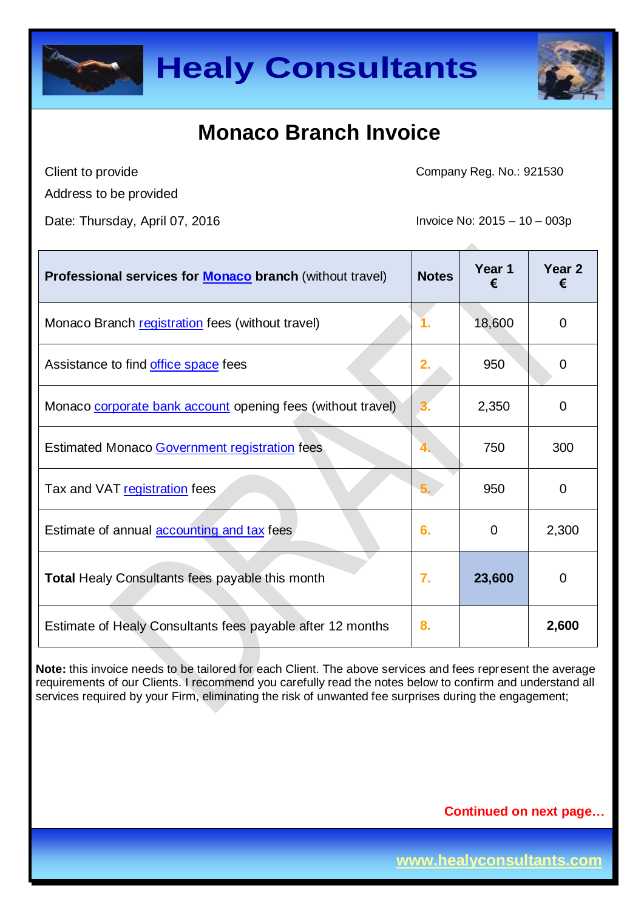# Healy Consultants

## Monaco Branch Invoice

Client to provide
Address to be provided

Company Reg. No.: 921530

Date: Thursday, April 07, 2016

Invoice No: 2015 – 10 – 003p

| **Professional services for Monaco branch** (without travel) | **Notes** | **Year 1 €** | **Year 2 €** |
|---|---|---|---|
| Monaco Branch registration fees (without travel) | 1. | 18,600 | 0 |
| Assistance to find office space fees | 2. | 950 | 0 |
| Monaco corporate bank account opening fees (without travel) | 3. | 2,350 | 0 |
| Estimated Monaco Government registration fees | 4. | 750 | 300 |
| Tax and VAT registration fees | 5. | 950 | 0 |
| Estimate of annual accounting and tax fees | 6. | 0 | 2,300 |
| **Total** Healy Consultants fees payable this month | 7. | **23,600** | 0 |
| Estimate of Healy Consultants fees payable after 12 months | 8. | | **2,600** |

**Note:** this invoice needs to be tailored for each Client. The above services and fees represent the average requirements of our Clients. I recommend you carefully read the notes below to confirm and understand all services required by your Firm, eliminating the risk of unwanted fee surprises during the engagement;

**Continued on next page…**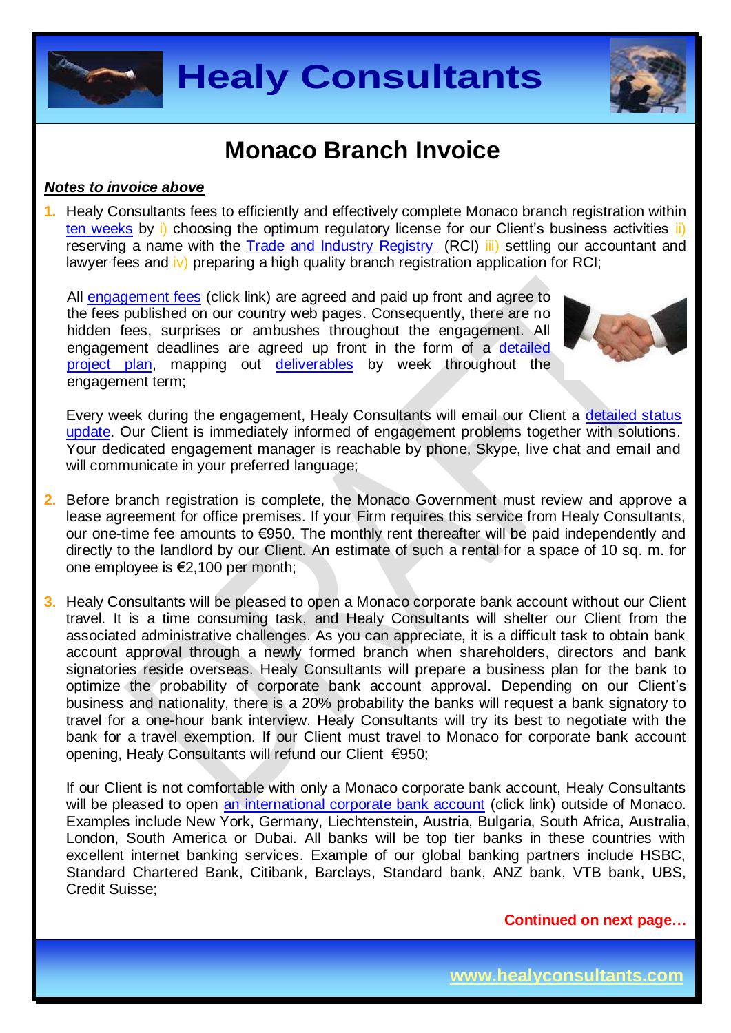# Monaco Branch Invoice

***Notes to invoice above***

1. Healy Consultants fees to efficiently and effectively complete Monaco branch registration within ten weeks by i) choosing the optimum regulatory license for our Client's business activities ii) reserving a name with the Trade and Industry Registry (RCI) iii) settling our accountant and lawyer fees and iv) preparing a high quality branch registration application for RCI;

   All engagement fees (click link) are agreed and paid up front and agree to the fees published on our country web pages. Consequently, there are no hidden fees, surprises or ambushes throughout the engagement. All engagement deadlines are agreed up front in the form of a detailed project plan, mapping out deliverables by week throughout the engagement term;

   Every week during the engagement, Healy Consultants will email our Client a detailed status update. Our Client is immediately informed of engagement problems together with solutions. Your dedicated engagement manager is reachable by phone, Skype, live chat and email and will communicate in your preferred language;

2. Before branch registration is complete, the Monaco Government must review and approve a lease agreement for office premises. If your Firm requires this service from Healy Consultants, our one-time fee amounts to €950. The monthly rent thereafter will be paid independently and directly to the landlord by our Client. An estimate of such a rental for a space of 10 sq. m. for one employee is €2,100 per month;

3. Healy Consultants will be pleased to open a Monaco corporate bank account without our Client travel. It is a time consuming task, and Healy Consultants will shelter our Client from the associated administrative challenges. As you can appreciate, it is a difficult task to obtain bank account approval through a newly formed branch when shareholders, directors and bank signatories reside overseas. Healy Consultants will prepare a business plan for the bank to optimize the probability of corporate bank account approval. Depending on our Client's business and nationality, there is a 20% probability the banks will request a bank signatory to travel for a one-hour bank interview. Healy Consultants will try its best to negotiate with the bank for a travel exemption. If our Client must travel to Monaco for corporate bank account opening, Healy Consultants will refund our Client €950;

   If our Client is not comfortable with only a Monaco corporate bank account, Healy Consultants will be pleased to open an international corporate bank account (click link) outside of Monaco. Examples include New York, Germany, Liechtenstein, Austria, Bulgaria, South Africa, Australia, London, South America or Dubai. All banks will be top tier banks in these countries with excellent internet banking services. Example of our global banking partners include HSBC, Standard Chartered Bank, Citibank, Barclays, Standard bank, ANZ bank, VTB bank, UBS, Credit Suisse;

**Continued on next page…**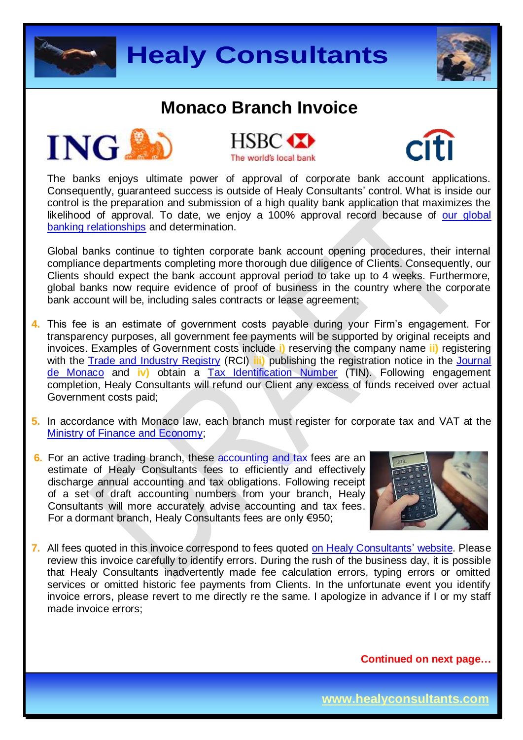## Monaco Branch Invoice

The banks enjoys ultimate power of approval of corporate bank account applications. Consequently, guaranteed success is outside of Healy Consultants' control. What is inside our control is the preparation and submission of a high quality bank application that maximizes the likelihood of approval. To date, we enjoy a 100% approval record because of our global banking relationships and determination.

Global banks continue to tighten corporate bank account opening procedures, their internal compliance departments completing more thorough due diligence of Clients. Consequently, our Clients should expect the bank account approval period to take up to 4 weeks. Furthermore, global banks now require evidence of proof of business in the country where the corporate bank account will be, including sales contracts or lease agreement;

4. This fee is an estimate of government costs payable during your Firm's engagement. For transparency purposes, all government fee payments will be supported by original receipts and invoices. Examples of Government costs include **i)** reserving the company name **ii)** registering with the Trade and Industry Registry (RCI) **iii)** publishing the registration notice in the Journal de Monaco and **iv)** obtain a Tax Identification Number (TIN). Following engagement completion, Healy Consultants will refund our Client any excess of funds received over actual Government costs paid;

5. In accordance with Monaco law, each branch must register for corporate tax and VAT at the Ministry of Finance and Economy;

6. For an active trading branch, these accounting and tax fees are an estimate of Healy Consultants fees to efficiently and effectively discharge annual accounting and tax obligations. Following receipt of a set of draft accounting numbers from your branch, Healy Consultants will more accurately advise accounting and tax fees. For a dormant branch, Healy Consultants fees are only €950;

7. All fees quoted in this invoice correspond to fees quoted on Healy Consultants' website. Please review this invoice carefully to identify errors. During the rush of the business day, it is possible that Healy Consultants inadvertently made fee calculation errors, typing errors or omitted services or omitted historic fee payments from Clients. In the unfortunate event you identify invoice errors, please revert to me directly re the same. I apologize in advance if I or my staff made invoice errors;

**Continued on next page…**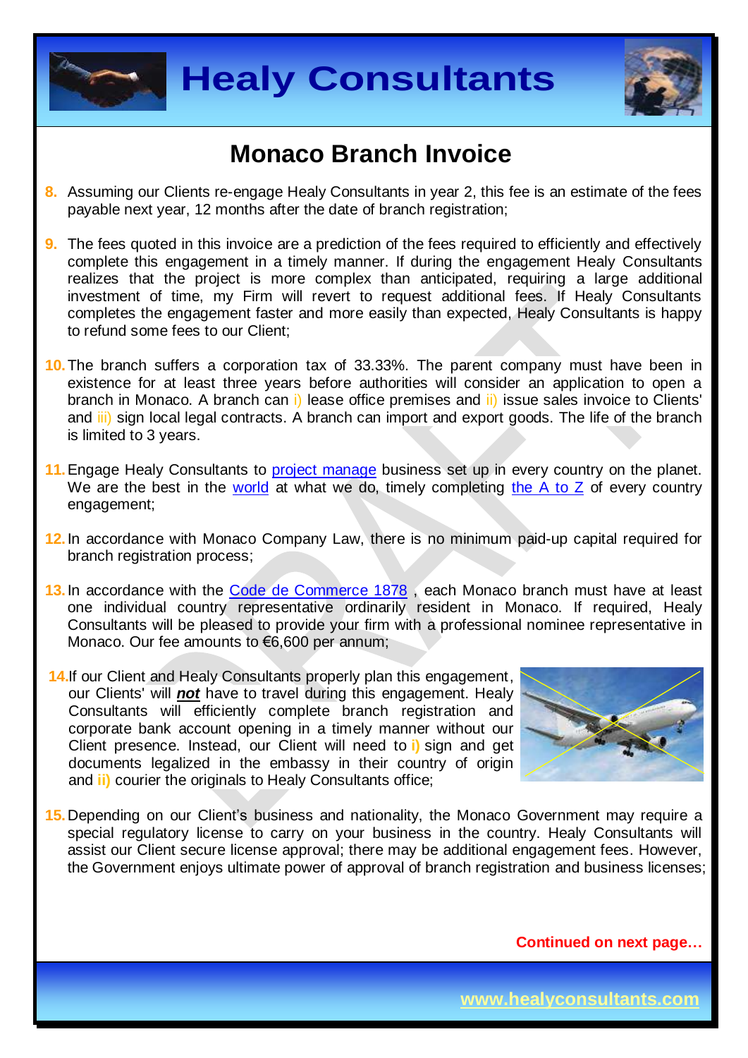# Monaco Branch Invoice

8. Assuming our Clients re-engage Healy Consultants in year 2, this fee is an estimate of the fees payable next year, 12 months after the date of branch registration;

9. The fees quoted in this invoice are a prediction of the fees required to efficiently and effectively complete this engagement in a timely manner. If during the engagement Healy Consultants realizes that the project is more complex than anticipated, requiring a large additional investment of time, my Firm will revert to request additional fees. If Healy Consultants completes the engagement faster and more easily than expected, Healy Consultants is happy to refund some fees to our Client;

10. The branch suffers a corporation tax of 33.33%. The parent company must have been in existence for at least three years before authorities will consider an application to open a branch in Monaco. A branch can i) lease office premises and ii) issue sales invoice to Clients' and iii) sign local legal contracts. A branch can import and export goods. The life of the branch is limited to 3 years.

11. Engage Healy Consultants to project manage business set up in every country on the planet. We are the best in the world at what we do, timely completing the A to Z of every country engagement;

12. In accordance with Monaco Company Law, there is no minimum paid-up capital required for branch registration process;

13. In accordance with the Code de Commerce 1878 , each Monaco branch must have at least one individual country representative ordinarily resident in Monaco. If required, Healy Consultants will be pleased to provide your firm with a professional nominee representative in Monaco. Our fee amounts to €6,600 per annum;

14. If our Client and Healy Consultants properly plan this engagement, our Clients' will ***not*** have to travel during this engagement. Healy Consultants will efficiently complete branch registration and corporate bank account opening in a timely manner without our Client presence. Instead, our Client will need to **i)** sign and get documents legalized in the embassy in their country of origin and **ii)** courier the originals to Healy Consultants office;

15. Depending on our Client's business and nationality, the Monaco Government may require a special regulatory license to carry on your business in the country. Healy Consultants will assist our Client secure license approval; there may be additional engagement fees. However, the Government enjoys ultimate power of approval of branch registration and business licenses;

**Continued on next page…**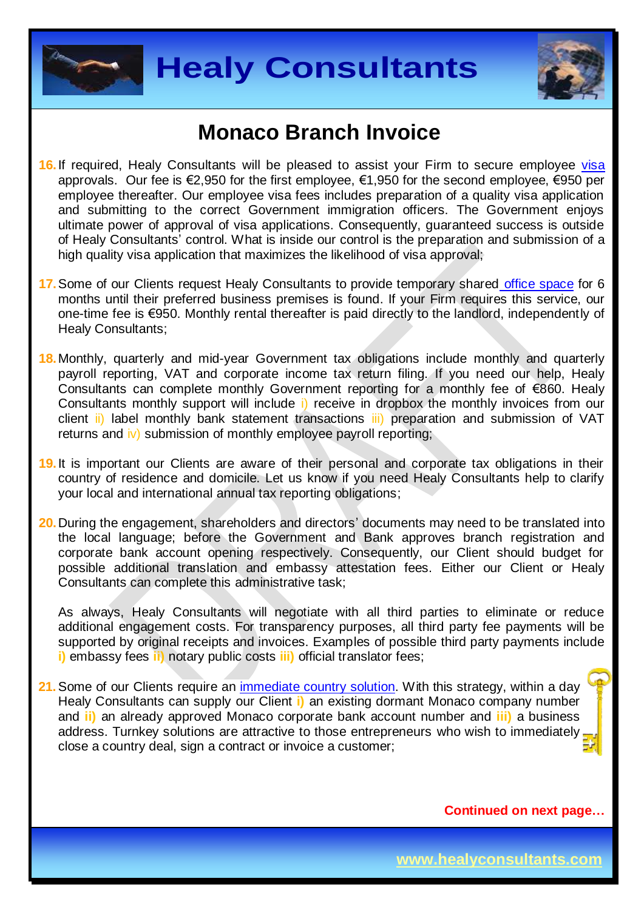# Monaco Branch Invoice

16. If required, Healy Consultants will be pleased to assist your Firm to secure employee visa approvals. Our fee is €2,950 for the first employee, €1,950 for the second employee, €950 per employee thereafter. Our employee visa fees includes preparation of a quality visa application and submitting to the correct Government immigration officers. The Government enjoys ultimate power of approval of visa applications. Consequently, guaranteed success is outside of Healy Consultants' control. What is inside our control is the preparation and submission of a high quality visa application that maximizes the likelihood of visa approval;

17. Some of our Clients request Healy Consultants to provide temporary shared office space for 6 months until their preferred business premises is found. If your Firm requires this service, our one-time fee is €950. Monthly rental thereafter is paid directly to the landlord, independently of Healy Consultants;

18. Monthly, quarterly and mid-year Government tax obligations include monthly and quarterly payroll reporting, VAT and corporate income tax return filing. If you need our help, Healy Consultants can complete monthly Government reporting for a monthly fee of €860. Healy Consultants monthly support will include i) receive in dropbox the monthly invoices from our client ii) label monthly bank statement transactions iii) preparation and submission of VAT returns and iv) submission of monthly employee payroll reporting;

19. It is important our Clients are aware of their personal and corporate tax obligations in their country of residence and domicile. Let us know if you need Healy Consultants help to clarify your local and international annual tax reporting obligations;

20. During the engagement, shareholders and directors' documents may need to be translated into the local language; before the Government and Bank approves branch registration and corporate bank account opening respectively. Consequently, our Client should budget for possible additional translation and embassy attestation fees. Either our Client or Healy Consultants can complete this administrative task;

    As always, Healy Consultants will negotiate with all third parties to eliminate or reduce additional engagement costs. For transparency purposes, all third party fee payments will be supported by original receipts and invoices. Examples of possible third party payments include **i)** embassy fees **ii)** notary public costs **iii)** official translator fees;

21. Some of our Clients require an immediate country solution. With this strategy, within a day Healy Consultants can supply our Client **i)** an existing dormant Monaco company number and **ii)** an already approved Monaco corporate bank account number and **iii)** a business address. Turnkey solutions are attractive to those entrepreneurs who wish to immediately close a country deal, sign a contract or invoice a customer;

**Continued on next page…**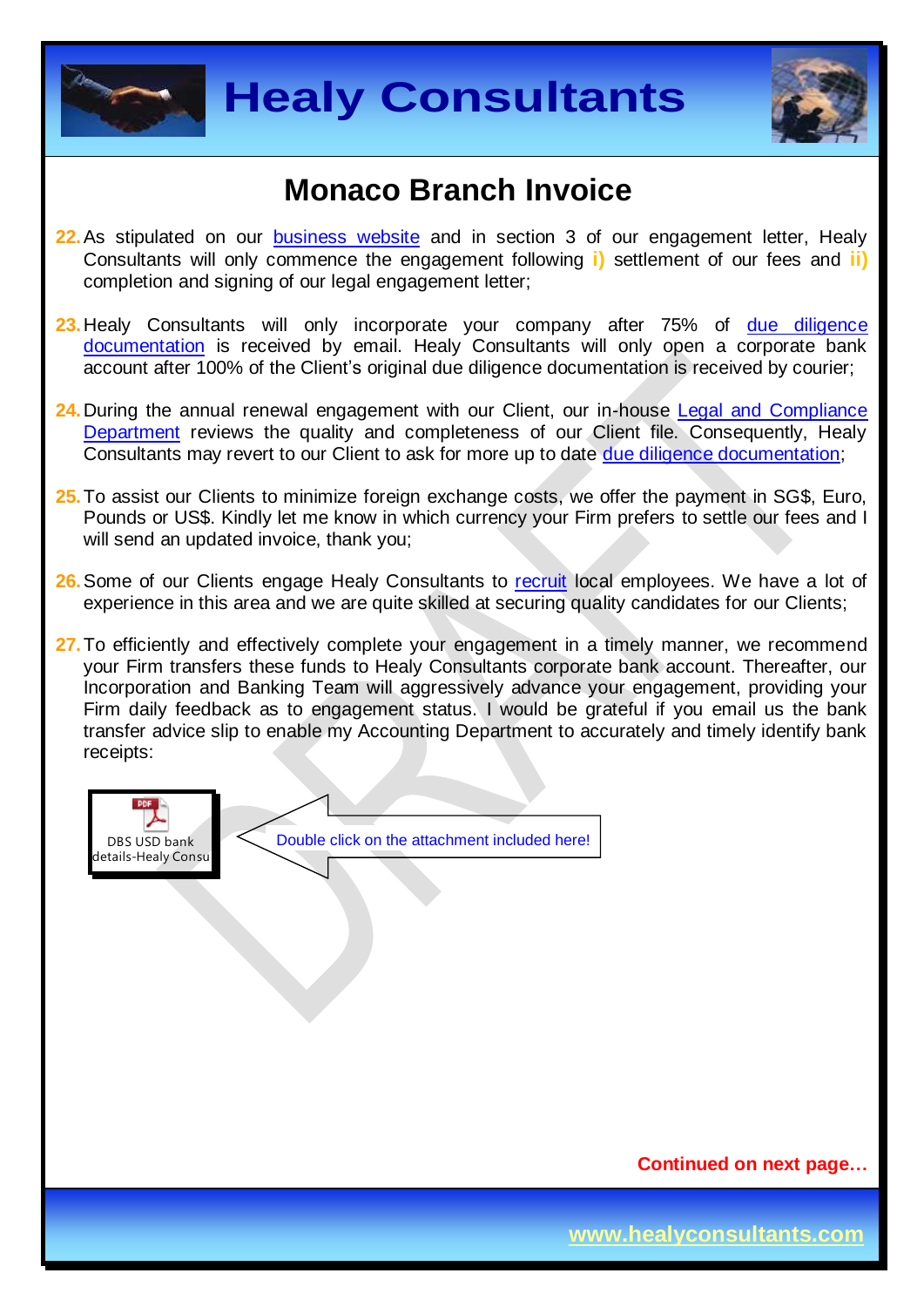# Monaco Branch Invoice

22. As stipulated on our business website and in section 3 of our engagement letter, Healy Consultants will only commence the engagement following **i)** settlement of our fees and **ii)** completion and signing of our legal engagement letter;

23. Healy Consultants will only incorporate your company after 75% of due diligence documentation is received by email. Healy Consultants will only open a corporate bank account after 100% of the Client's original due diligence documentation is received by courier;

24. During the annual renewal engagement with our Client, our in-house Legal and Compliance Department reviews the quality and completeness of our Client file. Consequently, Healy Consultants may revert to our Client to ask for more up to date due diligence documentation;

25. To assist our Clients to minimize foreign exchange costs, we offer the payment in SG$, Euro, Pounds or US$. Kindly let me know in which currency your Firm prefers to settle our fees and I will send an updated invoice, thank you;

26. Some of our Clients engage Healy Consultants to recruit local employees. We have a lot of experience in this area and we are quite skilled at securing quality candidates for our Clients;

27. To efficiently and effectively complete your engagement in a timely manner, we recommend your Firm transfers these funds to Healy Consultants corporate bank account. Thereafter, our Incorporation and Banking Team will aggressively advance your engagement, providing your Firm daily feedback as to engagement status. I would be grateful if you email us the bank transfer advice slip to enable my Accounting Department to accurately and timely identify bank receipts:

DBS USD bank details-Healy Consu

Double click on the attachment included here!

**Continued on next page…**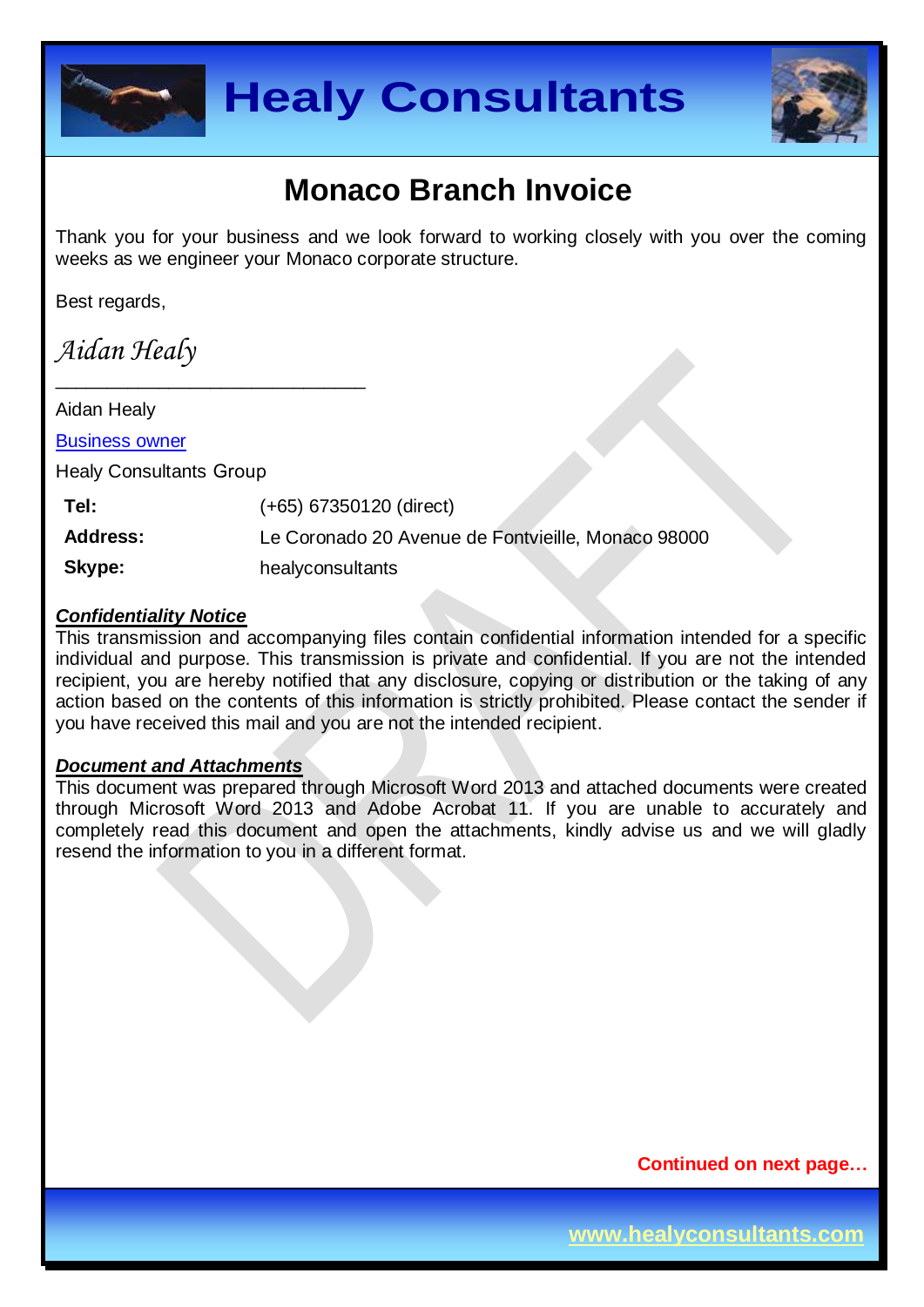# Monaco Branch Invoice

Thank you for your business and we look forward to working closely with you over the coming weeks as we engineer your Monaco corporate structure.

Best regards,

*Aidan Healy*

\_\_\_\_\_\_\_\_\_\_\_\_\_\_\_\_\_\_\_\_\_\_\_\_\_\_\_\_\_\_

Aidan Healy

Business owner

Healy Consultants Group

| | |
|---|---|
| **Tel:** | (+65) 67350120 (direct) |
| **Address:** | Le Coronado 20 Avenue de Fontvieille, Monaco 98000 |
| **Skype:** | healyconsultants |

***Confidentiality Notice***

This transmission and accompanying files contain confidential information intended for a specific individual and purpose. This transmission is private and confidential. If you are not the intended recipient, you are hereby notified that any disclosure, copying or distribution or the taking of any action based on the contents of this information is strictly prohibited. Please contact the sender if you have received this mail and you are not the intended recipient.

***Document and Attachments***

This document was prepared through Microsoft Word 2013 and attached documents were created through Microsoft Word 2013 and Adobe Acrobat 11. If you are unable to accurately and completely read this document and open the attachments, kindly advise us and we will gladly resend the information to you in a different format.

**Continued on next page…**